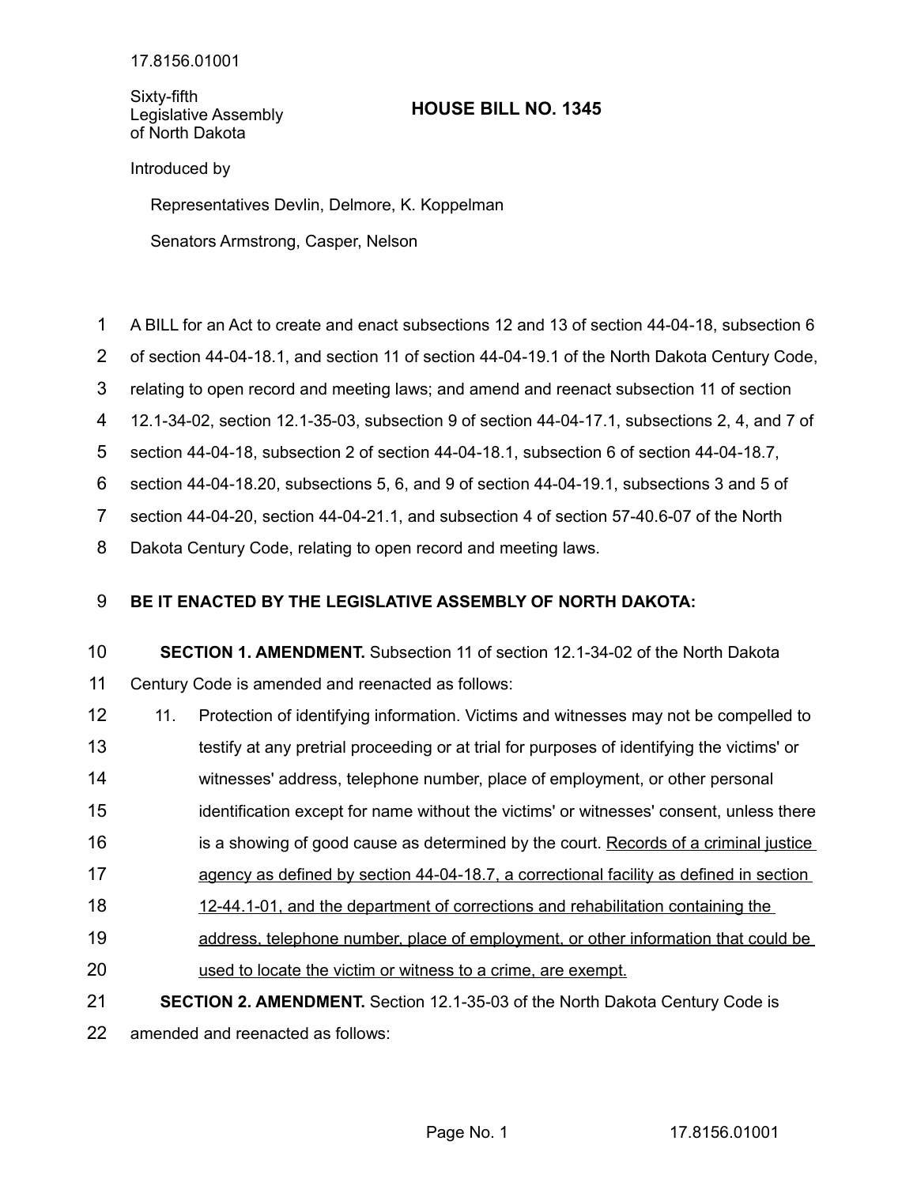17.8156.01001

Sixty-fifth Legislative Assembly of North Dakota

# HOUSE BILL NO. 1345

Introduced by

Representatives Devlin, Delmore, K. Koppelman

Senators Armstrong, Casper, Nelson

A BILL for an Act to create and enact subsections 12 and 13 of section 44-04-18, subsection 6 of section 44-04-18.1, and section 11 of section 44-04-19.1 of the North Dakota Century Code, relating to open record and meeting laws; and amend and reenact subsection 11 of section 12.1-34-02, section 12.1-35-03, subsection 9 of section 44-04-17.1, subsections 2, 4, and 7 of section 44-04-18, subsection 2 of section 44-04-18.1, subsection 6 of section 44-04-18.7, section 44-04-18.20, subsections 5, 6, and 9 of section 44-04-19.1, subsections 3 and 5 of section 44-04-20, section 44-04-21.1, and subsection 4 of section 57-40.6-07 of the North Dakota Century Code, relating to open record and meeting laws.

**BE IT ENACTED BY THE LEGISLATIVE ASSEMBLY OF NORTH DAKOTA:**

**SECTION 1. AMENDMENT.** Subsection 11 of section 12.1-34-02 of the North Dakota Century Code is amended and reenacted as follows:

11. Protection of identifying information. Victims and witnesses may not be compelled to testify at any pretrial proceeding or at trial for purposes of identifying the victims' or witnesses' address, telephone number, place of employment, or other personal identification except for name without the victims' or witnesses' consent, unless there is a showing of good cause as determined by the court. <u>Records of a criminal justice agency as defined by section 44-04-18.7, a correctional facility as defined in section 12-44.1-01, and the department of corrections and rehabilitation containing the address, telephone number, place of employment, or other information that could be used to locate the victim or witness to a crime, are exempt.</u>

**SECTION 2. AMENDMENT.** Section 12.1-35-03 of the North Dakota Century Code is amended and reenacted as follows: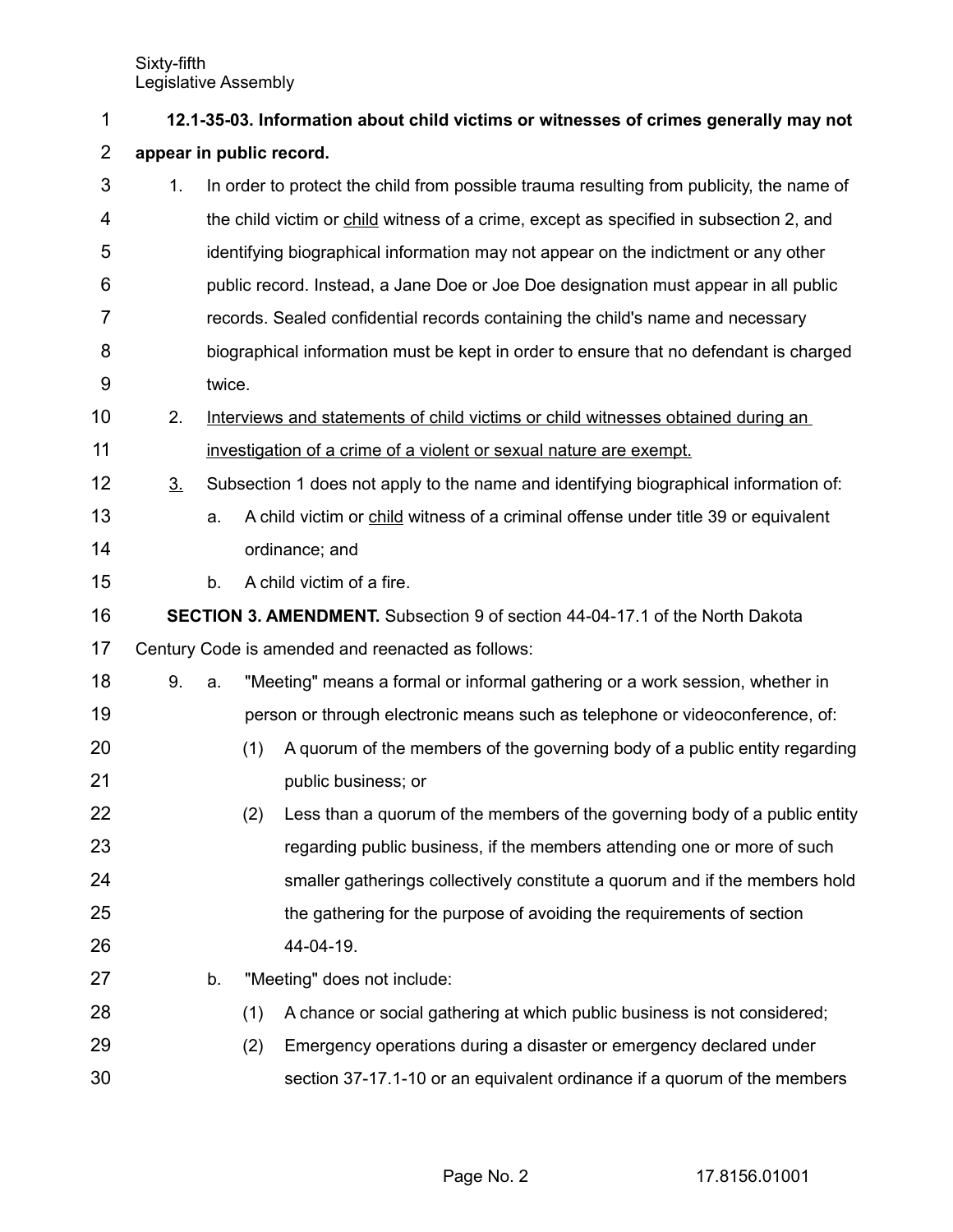**12.1-35-03. Information about child victims or witnesses of crimes generally may not appear in public record.**

1. In order to protect the child from possible trauma resulting from publicity, the name of the child victim or <u>child</u> witness of a crime, except as specified in subsection 2, and identifying biographical information may not appear on the indictment or any other public record. Instead, a Jane Doe or Joe Doe designation must appear in all public records. Sealed confidential records containing the child's name and necessary biographical information must be kept in order to ensure that no defendant is charged twice.

2. <u>Interviews and statements of child victims or child witnesses obtained during an investigation of a crime of a violent or sexual nature are exempt.</u>

<u>3.</u> Subsection 1 does not apply to the name and identifying biographical information of:

   a. A child victim or <u>child</u> witness of a criminal offense under title 39 or equivalent ordinance; and

   b. A child victim of a fire.

**SECTION 3. AMENDMENT.** Subsection 9 of section 44-04-17.1 of the North Dakota Century Code is amended and reenacted as follows:

9. a. "Meeting" means a formal or informal gathering or a work session, whether in person or through electronic means such as telephone or videoconference, of:

      (1) A quorum of the members of the governing body of a public entity regarding public business; or

      (2) Less than a quorum of the members of the governing body of a public entity regarding public business, if the members attending one or more of such smaller gatherings collectively constitute a quorum and if the members hold the gathering for the purpose of avoiding the requirements of section 44-04-19.

   b. "Meeting" does not include:

      (1) A chance or social gathering at which public business is not considered;

      (2) Emergency operations during a disaster or emergency declared under section 37-17.1-10 or an equivalent ordinance if a quorum of the members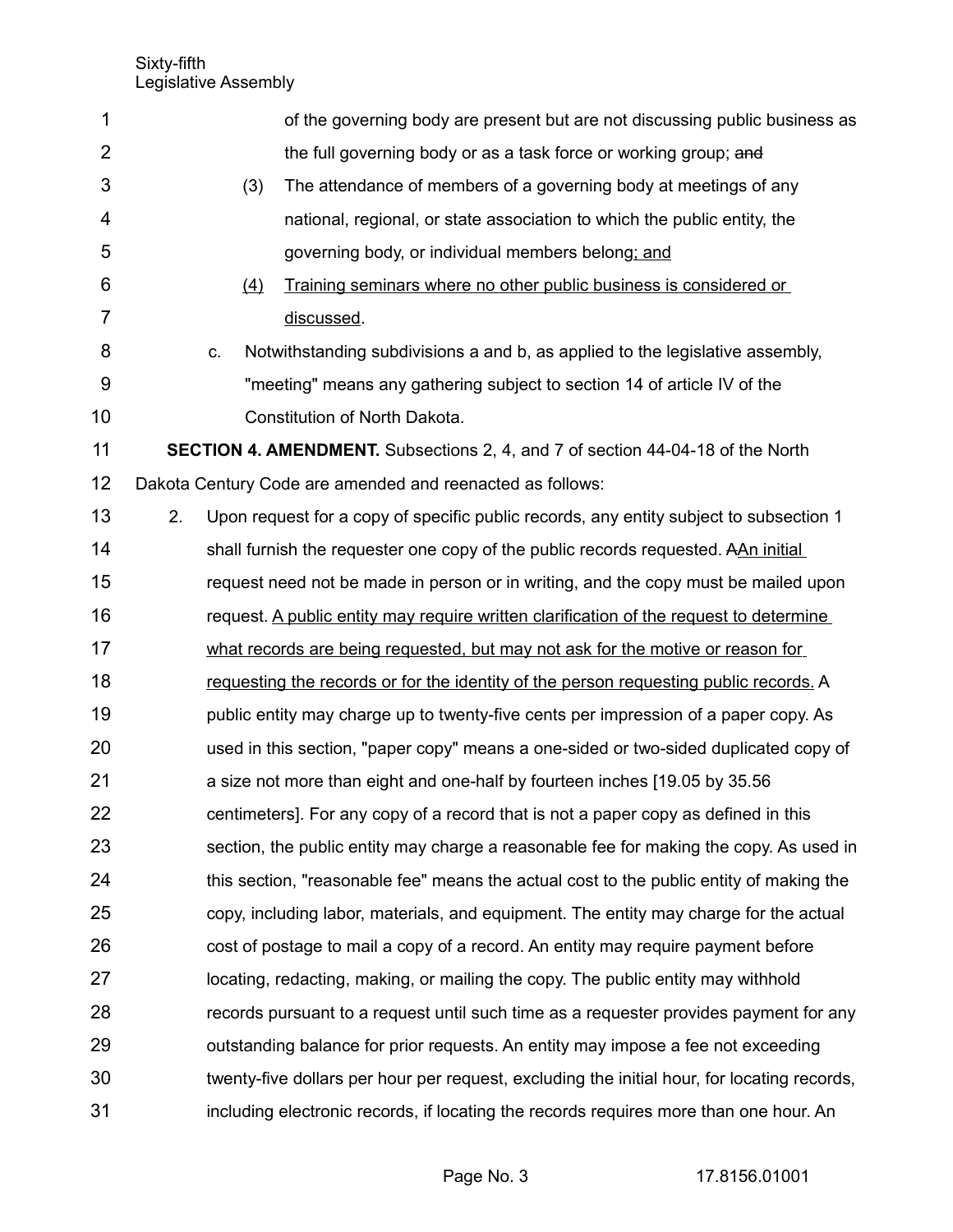of the governing body are present but are not discussing public business as the full governing body or as a task force or working group; ~~and~~

(3) The attendance of members of a governing body at meetings of any national, regional, or state association to which the public entity, the governing body, or individual members belong; and

(4) Training seminars where no other public business is considered or discussed.

c. Notwithstanding subdivisions a and b, as applied to the legislative assembly, "meeting" means any gathering subject to section 14 of article IV of the Constitution of North Dakota.

**SECTION 4. AMENDMENT.** Subsections 2, 4, and 7 of section 44-04-18 of the North Dakota Century Code are amended and reenacted as follows:

2. Upon request for a copy of specific public records, any entity subject to subsection 1 shall furnish the requester one copy of the public records requested. ~~A~~An initial request need not be made in person or in writing, and the copy must be mailed upon request. A public entity may require written clarification of the request to determine what records are being requested, but may not ask for the motive or reason for requesting the records or for the identity of the person requesting public records. A public entity may charge up to twenty-five cents per impression of a paper copy. As used in this section, "paper copy" means a one-sided or two-sided duplicated copy of a size not more than eight and one-half by fourteen inches [19.05 by 35.56 centimeters]. For any copy of a record that is not a paper copy as defined in this section, the public entity may charge a reasonable fee for making the copy. As used in this section, "reasonable fee" means the actual cost to the public entity of making the copy, including labor, materials, and equipment. The entity may charge for the actual cost of postage to mail a copy of a record. An entity may require payment before locating, redacting, making, or mailing the copy. The public entity may withhold records pursuant to a request until such time as a requester provides payment for any outstanding balance for prior requests. An entity may impose a fee not exceeding twenty-five dollars per hour per request, excluding the initial hour, for locating records, including electronic records, if locating the records requires more than one hour. An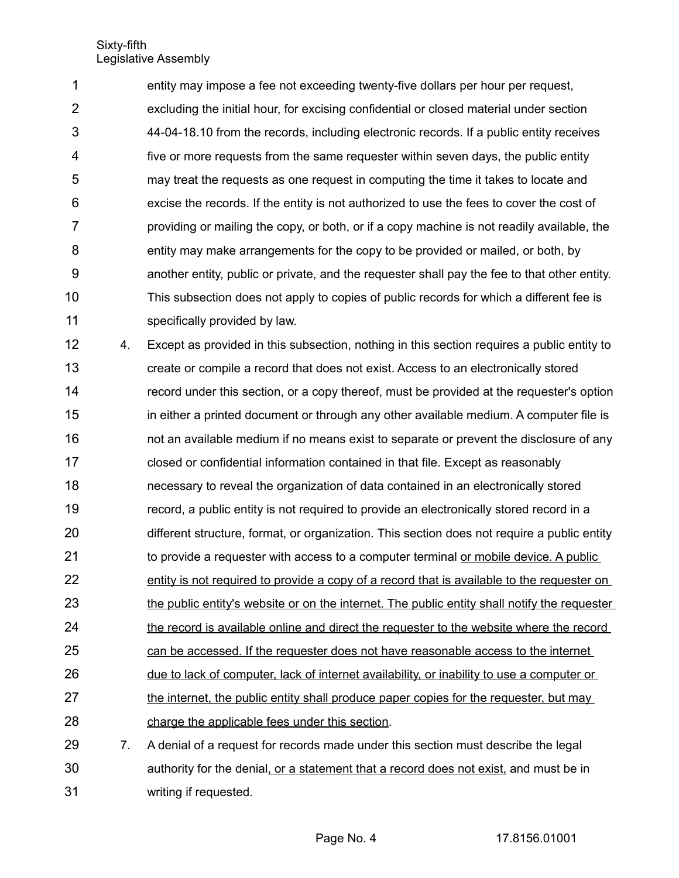entity may impose a fee not exceeding twenty-five dollars per hour per request, excluding the initial hour, for excising confidential or closed material under section 44-04-18.10 from the records, including electronic records. If a public entity receives five or more requests from the same requester within seven days, the public entity may treat the requests as one request in computing the time it takes to locate and excise the records. If the entity is not authorized to use the fees to cover the cost of providing or mailing the copy, or both, or if a copy machine is not readily available, the entity may make arrangements for the copy to be provided or mailed, or both, by another entity, public or private, and the requester shall pay the fee to that other entity. This subsection does not apply to copies of public records for which a different fee is specifically provided by law.

4. Except as provided in this subsection, nothing in this section requires a public entity to create or compile a record that does not exist. Access to an electronically stored record under this section, or a copy thereof, must be provided at the requester's option in either a printed document or through any other available medium. A computer file is not an available medium if no means exist to separate or prevent the disclosure of any closed or confidential information contained in that file. Except as reasonably necessary to reveal the organization of data contained in an electronically stored record, a public entity is not required to provide an electronically stored record in a different structure, format, or organization. This section does not require a public entity to provide a requester with access to a computer terminal <u>or mobile device. A public entity is not required to provide a copy of a record that is available to the requester on the public entity's website or on the internet. The public entity shall notify the requester the record is available online and direct the requester to the website where the record can be accessed. If the requester does not have reasonable access to the internet due to lack of computer, lack of internet availability, or inability to use a computer or the internet, the public entity shall produce paper copies for the requester, but may charge the applicable fees under this section</u>.

7. A denial of a request for records made under this section must describe the legal authority for the denial<u>, or a statement that a record does not exist,</u> and must be in writing if requested.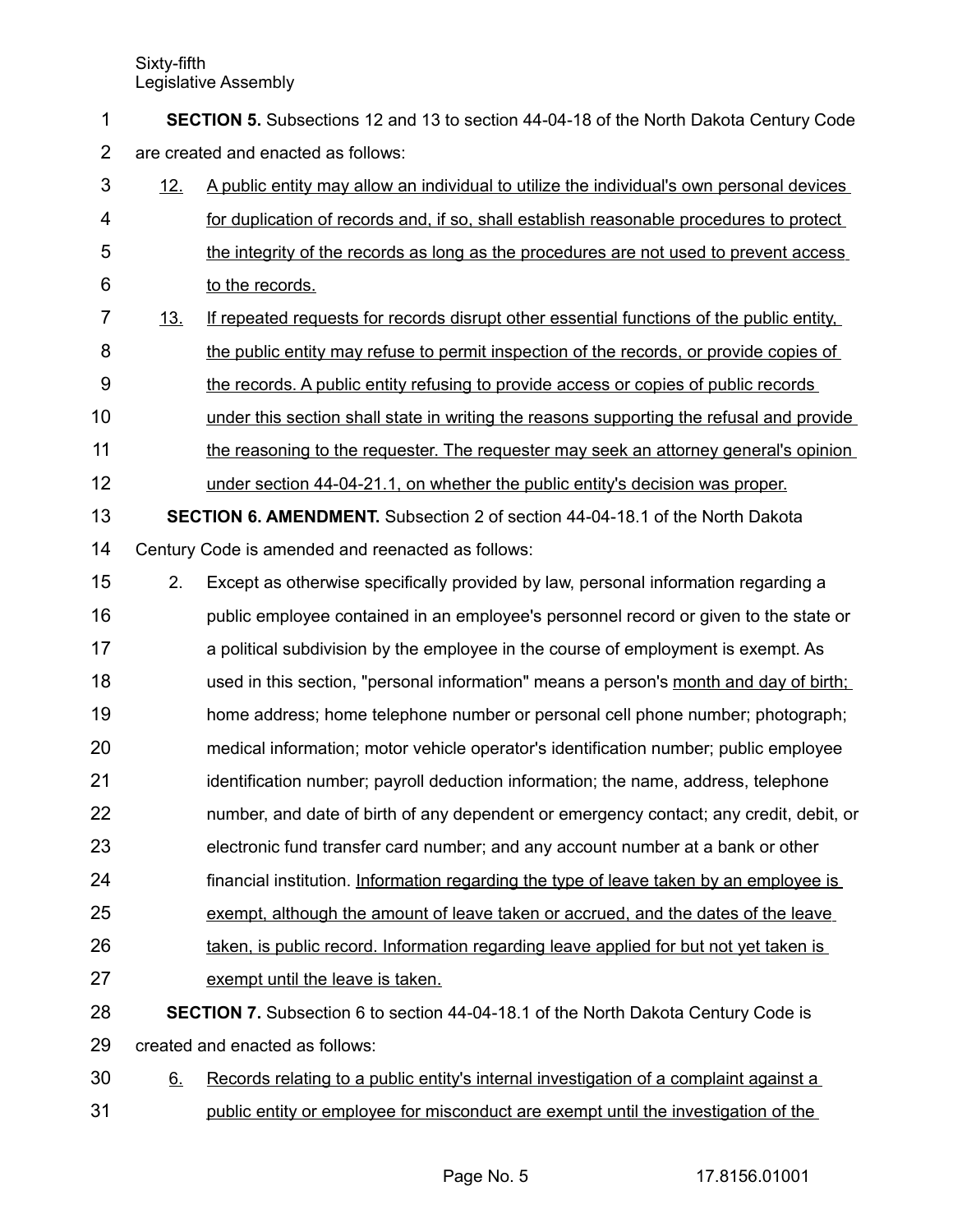**SECTION 5.** Subsections 12 and 13 to section 44-04-18 of the North Dakota Century Code are created and enacted as follows:

12. A public entity may allow an individual to utilize the individual's own personal devices for duplication of records and, if so, shall establish reasonable procedures to protect the integrity of the records as long as the procedures are not used to prevent access to the records.

13. If repeated requests for records disrupt other essential functions of the public entity, the public entity may refuse to permit inspection of the records, or provide copies of the records. A public entity refusing to provide access or copies of public records under this section shall state in writing the reasons supporting the refusal and provide the reasoning to the requester. The requester may seek an attorney general's opinion under section 44-04-21.1, on whether the public entity's decision was proper.

**SECTION 6. AMENDMENT.** Subsection 2 of section 44-04-18.1 of the North Dakota Century Code is amended and reenacted as follows:

2. Except as otherwise specifically provided by law, personal information regarding a public employee contained in an employee's personnel record or given to the state or a political subdivision by the employee in the course of employment is exempt. As used in this section, "personal information" means a person's month and day of birth; home address; home telephone number or personal cell phone number; photograph; medical information; motor vehicle operator's identification number; public employee identification number; payroll deduction information; the name, address, telephone number, and date of birth of any dependent or emergency contact; any credit, debit, or electronic fund transfer card number; and any account number at a bank or other financial institution. Information regarding the type of leave taken by an employee is exempt, although the amount of leave taken or accrued, and the dates of the leave taken, is public record. Information regarding leave applied for but not yet taken is exempt until the leave is taken.

**SECTION 7.** Subsection 6 to section 44-04-18.1 of the North Dakota Century Code is created and enacted as follows:

6. Records relating to a public entity's internal investigation of a complaint against a public entity or employee for misconduct are exempt until the investigation of the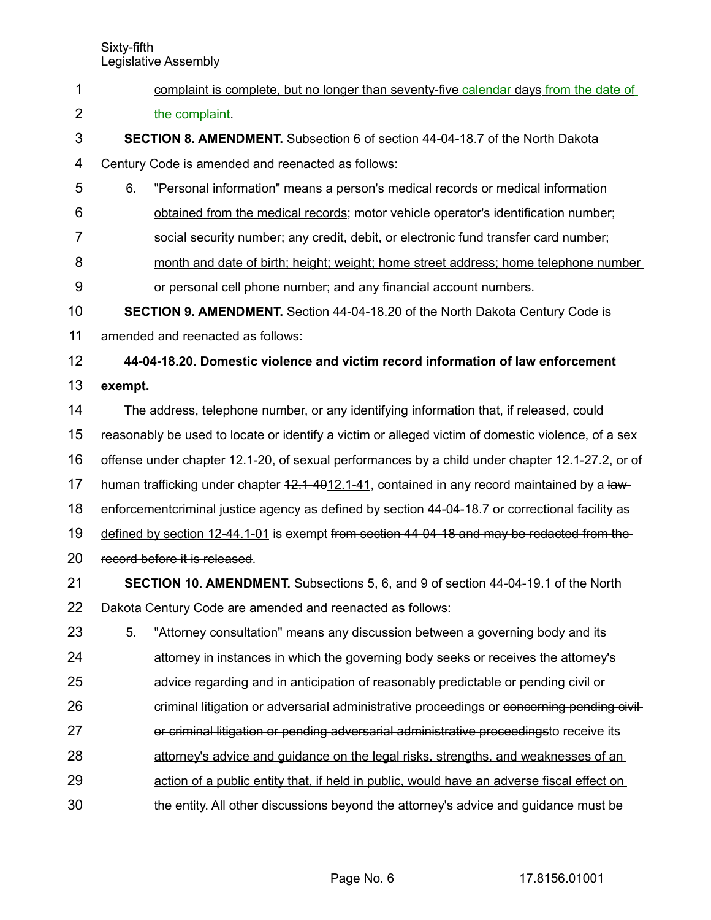complaint is complete, but no longer than seventy-five calendar days from the date of the complaint.

**SECTION 8. AMENDMENT.** Subsection 6 of section 44-04-18.7 of the North Dakota Century Code is amended and reenacted as follows:

6. "Personal information" means a person's medical records or medical information obtained from the medical records; motor vehicle operator's identification number; social security number; any credit, debit, or electronic fund transfer card number; month and date of birth; height; weight; home street address; home telephone number or personal cell phone number; and any financial account numbers.

**SECTION 9. AMENDMENT.** Section 44-04-18.20 of the North Dakota Century Code is amended and reenacted as follows:

**44-04-18.20. Domestic violence and victim record information ~~of law enforcement~~ exempt.**

The address, telephone number, or any identifying information that, if released, could reasonably be used to locate or identify a victim or alleged victim of domestic violence, of a sex offense under chapter 12.1-20, of sexual performances by a child under chapter 12.1-27.2, or of human trafficking under chapter ~~12.1-40~~12.1-41, contained in any record maintained by a ~~law enforcement~~criminal justice agency as defined by section 44-04-18.7 or correctional facility as defined by section 12-44.1-01 is exempt ~~from section 44-04-18 and may be redacted from the record before it is released~~.

**SECTION 10. AMENDMENT.** Subsections 5, 6, and 9 of section 44-04-19.1 of the North Dakota Century Code are amended and reenacted as follows:

5. "Attorney consultation" means any discussion between a governing body and its attorney in instances in which the governing body seeks or receives the attorney's advice regarding and in anticipation of reasonably predictable or pending civil or criminal litigation or adversarial administrative proceedings or ~~concerning pending civil or criminal litigation or pending adversarial administrative proceedings~~to receive its attorney's advice and guidance on the legal risks, strengths, and weaknesses of an action of a public entity that, if held in public, would have an adverse fiscal effect on the entity. All other discussions beyond the attorney's advice and guidance must be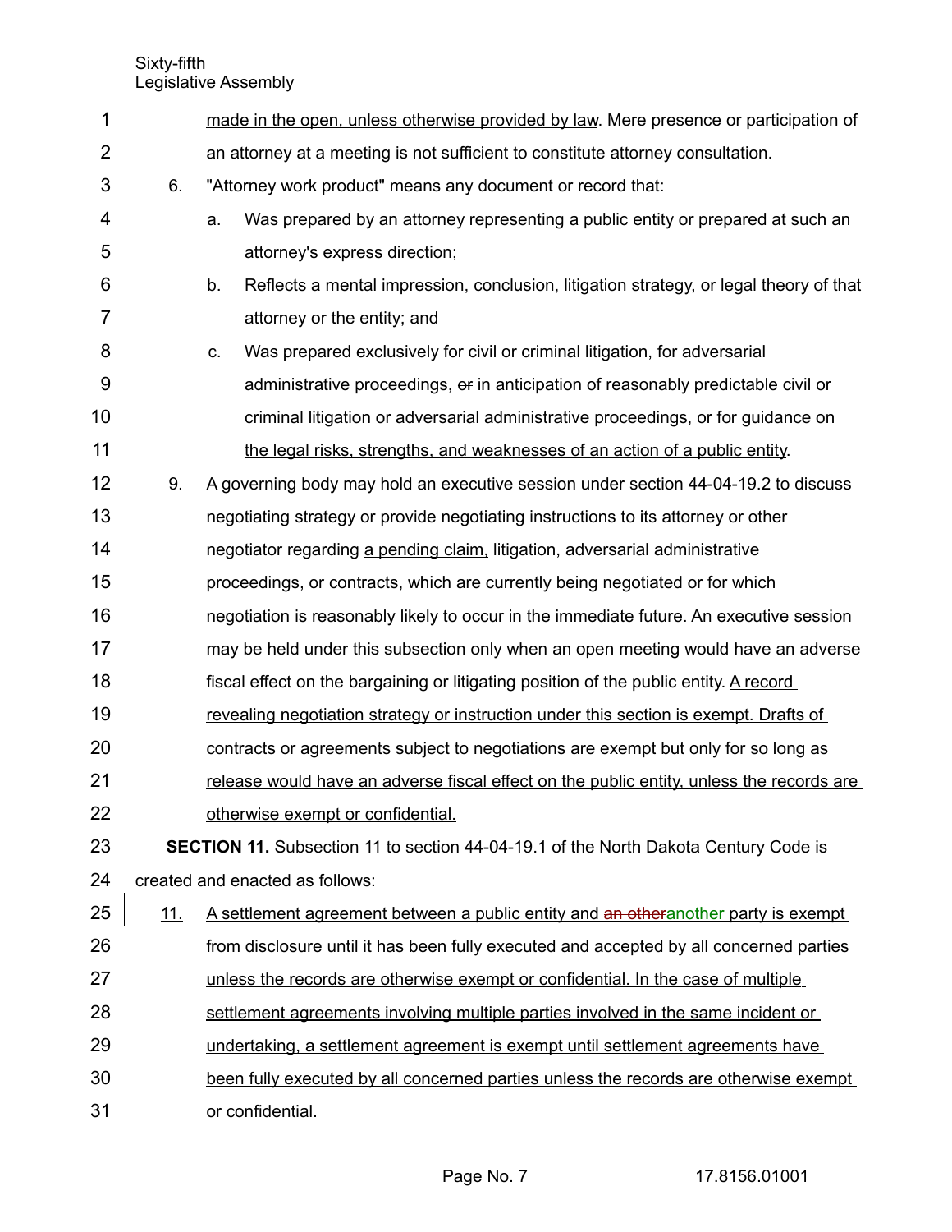made in the open, unless otherwise provided by law. Mere presence or participation of an attorney at a meeting is not sufficient to constitute attorney consultation.

6. "Attorney work product" means any document or record that:

   a. Was prepared by an attorney representing a public entity or prepared at such an attorney's express direction;

   b. Reflects a mental impression, conclusion, litigation strategy, or legal theory of that attorney or the entity; and

   c. Was prepared exclusively for civil or criminal litigation, for adversarial administrative proceedings, ~~or~~ in anticipation of reasonably predictable civil or criminal litigation or adversarial administrative proceedings, or for guidance on the legal risks, strengths, and weaknesses of an action of a public entity.

9. A governing body may hold an executive session under section 44-04-19.2 to discuss negotiating strategy or provide negotiating instructions to its attorney or other negotiator regarding a pending claim, litigation, adversarial administrative proceedings, or contracts, which are currently being negotiated or for which negotiation is reasonably likely to occur in the immediate future. An executive session may be held under this subsection only when an open meeting would have an adverse fiscal effect on the bargaining or litigating position of the public entity. A record revealing negotiation strategy or instruction under this section is exempt. Drafts of contracts or agreements subject to negotiations are exempt but only for so long as release would have an adverse fiscal effect on the public entity, unless the records are otherwise exempt or confidential.

**SECTION 11.** Subsection 11 to section 44-04-19.1 of the North Dakota Century Code is created and enacted as follows:

11. A settlement agreement between a public entity and ~~an other~~another party is exempt from disclosure until it has been fully executed and accepted by all concerned parties unless the records are otherwise exempt or confidential. In the case of multiple settlement agreements involving multiple parties involved in the same incident or undertaking, a settlement agreement is exempt until settlement agreements have been fully executed by all concerned parties unless the records are otherwise exempt or confidential.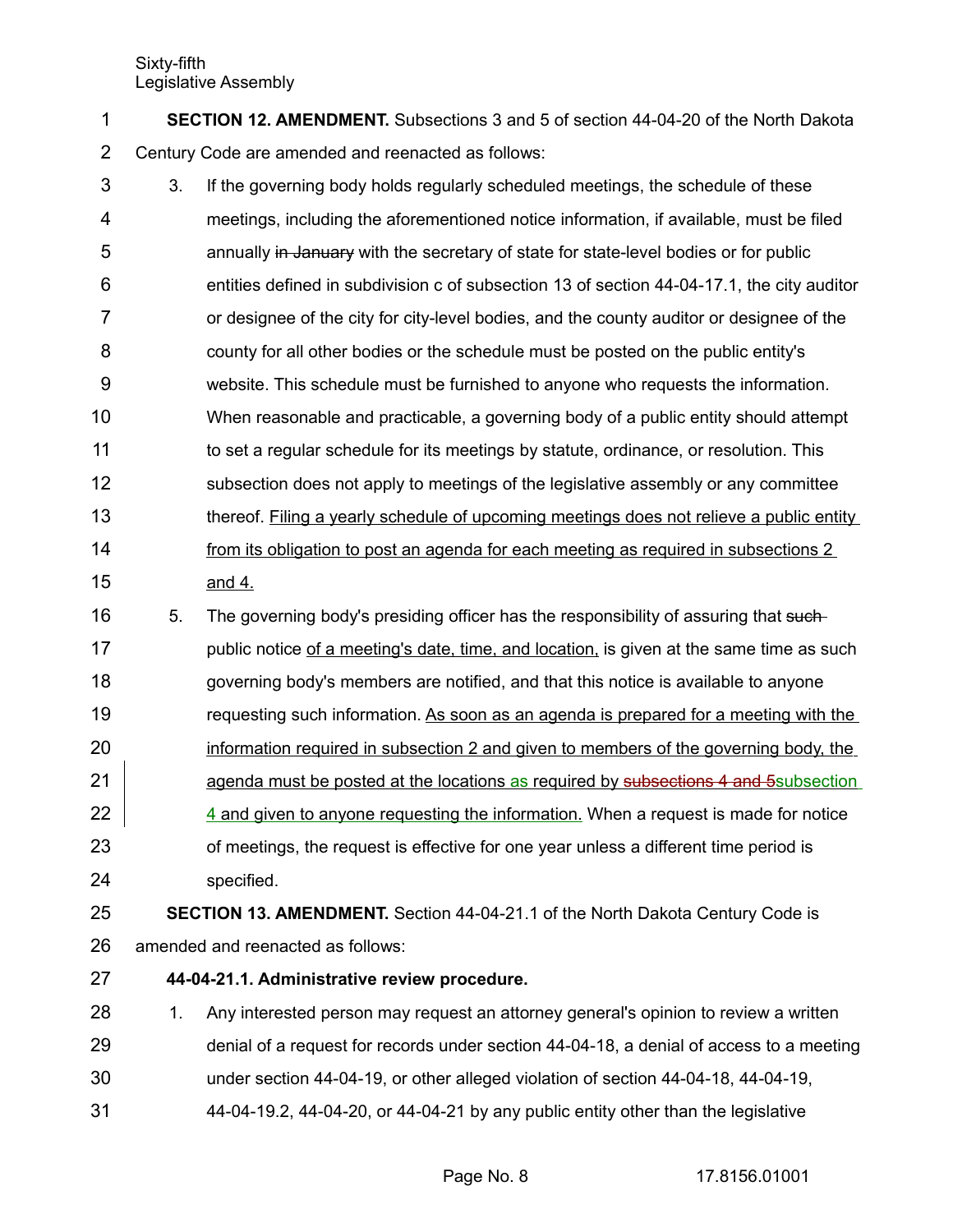**SECTION 12. AMENDMENT.** Subsections 3 and 5 of section 44-04-20 of the North Dakota Century Code are amended and reenacted as follows:

3. If the governing body holds regularly scheduled meetings, the schedule of these meetings, including the aforementioned notice information, if available, must be filed annually ~~in January~~ with the secretary of state for state-level bodies or for public entities defined in subdivision c of subsection 13 of section 44-04-17.1, the city auditor or designee of the city for city-level bodies, and the county auditor or designee of the county for all other bodies or the schedule must be posted on the public entity's website. This schedule must be furnished to anyone who requests the information. When reasonable and practicable, a governing body of a public entity should attempt to set a regular schedule for its meetings by statute, ordinance, or resolution. This subsection does not apply to meetings of the legislative assembly or any committee thereof. <u>Filing a yearly schedule of upcoming meetings does not relieve a public entity from its obligation to post an agenda for each meeting as required in subsections 2 and 4.</u>

5. The governing body's presiding officer has the responsibility of assuring that ~~such~~ public notice <u>of a meeting's date, time, and location,</u> is given at the same time as such governing body's members are notified, and that this notice is available to anyone requesting such information. <u>As soon as an agenda is prepared for a meeting with the information required in subsection 2 and given to members of the governing body, the agenda must be posted at the locations as required by ~~subsections 4 and 5~~subsection 4 and given to anyone requesting the information.</u> When a request is made for notice of meetings, the request is effective for one year unless a different time period is specified.

**SECTION 13. AMENDMENT.** Section 44-04-21.1 of the North Dakota Century Code is amended and reenacted as follows:

**44-04-21.1. Administrative review procedure.**

1. Any interested person may request an attorney general's opinion to review a written denial of a request for records under section 44-04-18, a denial of access to a meeting under section 44-04-19, or other alleged violation of section 44-04-18, 44-04-19, 44-04-19.2, 44-04-20, or 44-04-21 by any public entity other than the legislative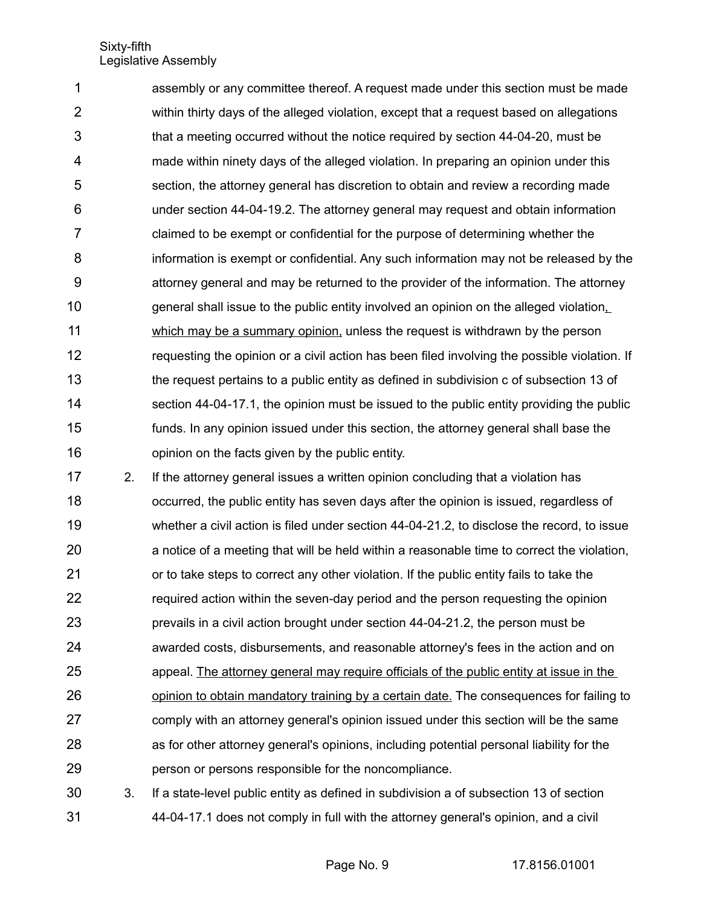assembly or any committee thereof. A request made under this section must be made within thirty days of the alleged violation, except that a request based on allegations that a meeting occurred without the notice required by section 44-04-20, must be made within ninety days of the alleged violation. In preparing an opinion under this section, the attorney general has discretion to obtain and review a recording made under section 44-04-19.2. The attorney general may request and obtain information claimed to be exempt or confidential for the purpose of determining whether the information is exempt or confidential. Any such information may not be released by the attorney general and may be returned to the provider of the information. The attorney general shall issue to the public entity involved an opinion on the alleged violation<u>, which may be a summary opinion,</u> unless the request is withdrawn by the person requesting the opinion or a civil action has been filed involving the possible violation. If the request pertains to a public entity as defined in subdivision c of subsection 13 of section 44-04-17.1, the opinion must be issued to the public entity providing the public funds. In any opinion issued under this section, the attorney general shall base the opinion on the facts given by the public entity.

2. If the attorney general issues a written opinion concluding that a violation has occurred, the public entity has seven days after the opinion is issued, regardless of whether a civil action is filed under section 44-04-21.2, to disclose the record, to issue a notice of a meeting that will be held within a reasonable time to correct the violation, or to take steps to correct any other violation. If the public entity fails to take the required action within the seven-day period and the person requesting the opinion prevails in a civil action brought under section 44-04-21.2, the person must be awarded costs, disbursements, and reasonable attorney's fees in the action and on appeal. <u>The attorney general may require officials of the public entity at issue in the opinion to obtain mandatory training by a certain date.</u> The consequences for failing to comply with an attorney general's opinion issued under this section will be the same as for other attorney general's opinions, including potential personal liability for the person or persons responsible for the noncompliance.

3. If a state-level public entity as defined in subdivision a of subsection 13 of section 44-04-17.1 does not comply in full with the attorney general's opinion, and a civil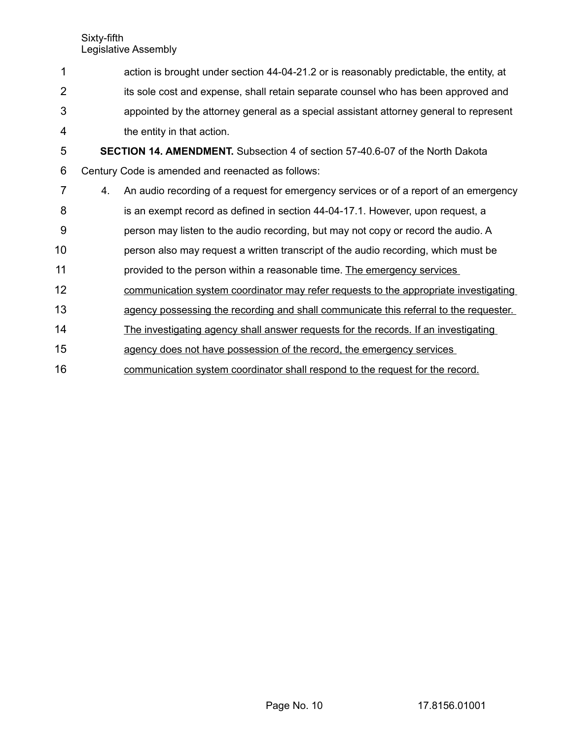action is brought under section 44-04-21.2 or is reasonably predictable, the entity, at its sole cost and expense, shall retain separate counsel who has been approved and appointed by the attorney general as a special assistant attorney general to represent the entity in that action.

**SECTION 14. AMENDMENT.** Subsection 4 of section 57-40.6-07 of the North Dakota Century Code is amended and reenacted as follows:

4. An audio recording of a request for emergency services or of a report of an emergency is an exempt record as defined in section 44-04-17.1. However, upon request, a person may listen to the audio recording, but may not copy or record the audio. A person also may request a written transcript of the audio recording, which must be provided to the person within a reasonable time. <u>The emergency services communication system coordinator may refer requests to the appropriate investigating agency possessing the recording and shall communicate this referral to the requester. The investigating agency shall answer requests for the records. If an investigating agency does not have possession of the record, the emergency services communication system coordinator shall respond to the request for the record.</u>